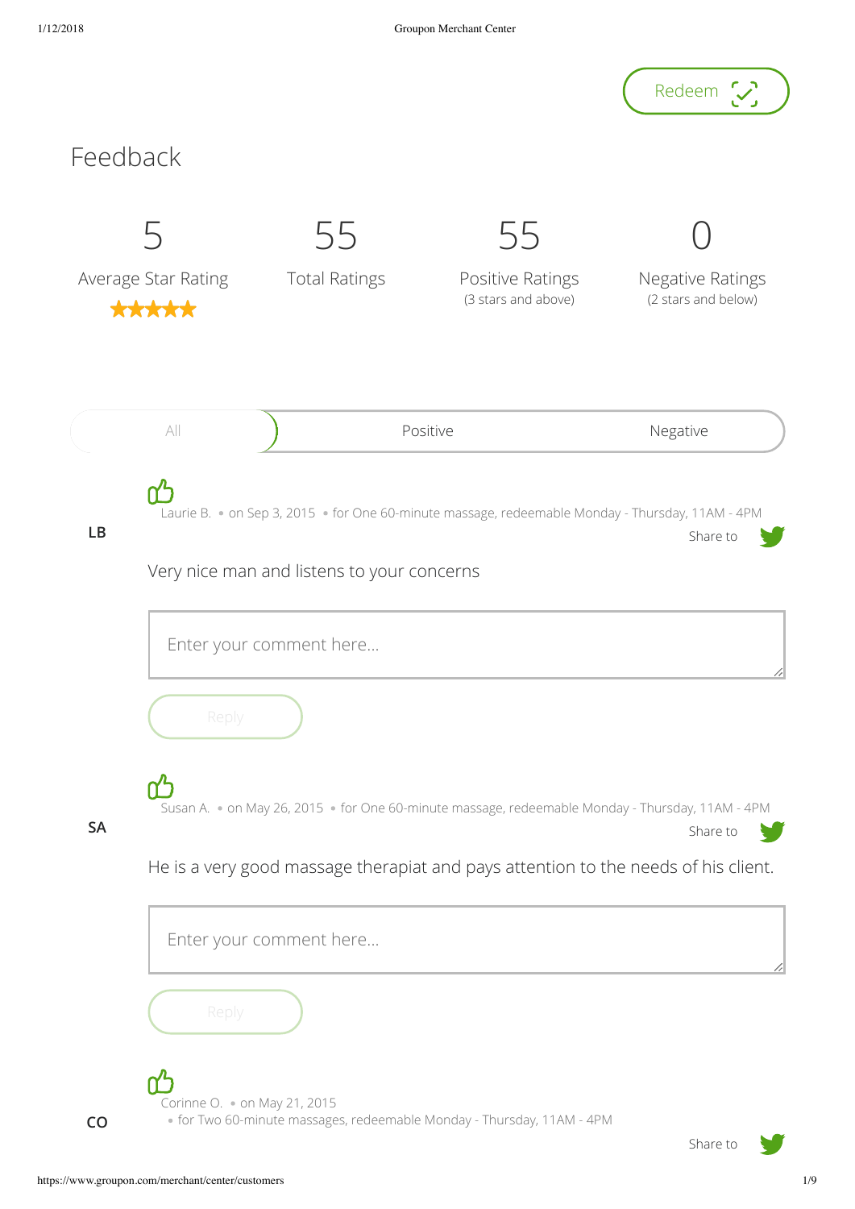Redeem

# Feedback

| 5 | 55 | 55 | 0 |
|---|---|---|---|
| Average Star Rating ★★★★★ | Total Ratings | Positive Ratings (3 stars and above) | Negative Ratings (2 stars and below) |

All | Positive | Negative

**LB**

Laurie B. • on Sep 3, 2015 • for One 60-minute massage, redeemable Monday - Thursday, 11AM - 4PM

Share to

Very nice man and listens to your concerns

Enter your comment here...

Reply

**SA**

Susan A. • on May 26, 2015 • for One 60-minute massage, redeemable Monday - Thursday, 11AM - 4PM

Share to

He is a very good massage therapiat and pays attention to the needs of his client.

Enter your comment here...

Reply

**CO**

Corinne O. • on May 21, 2015 • for Two 60-minute massages, redeemable Monday - Thursday, 11AM - 4PM

Share to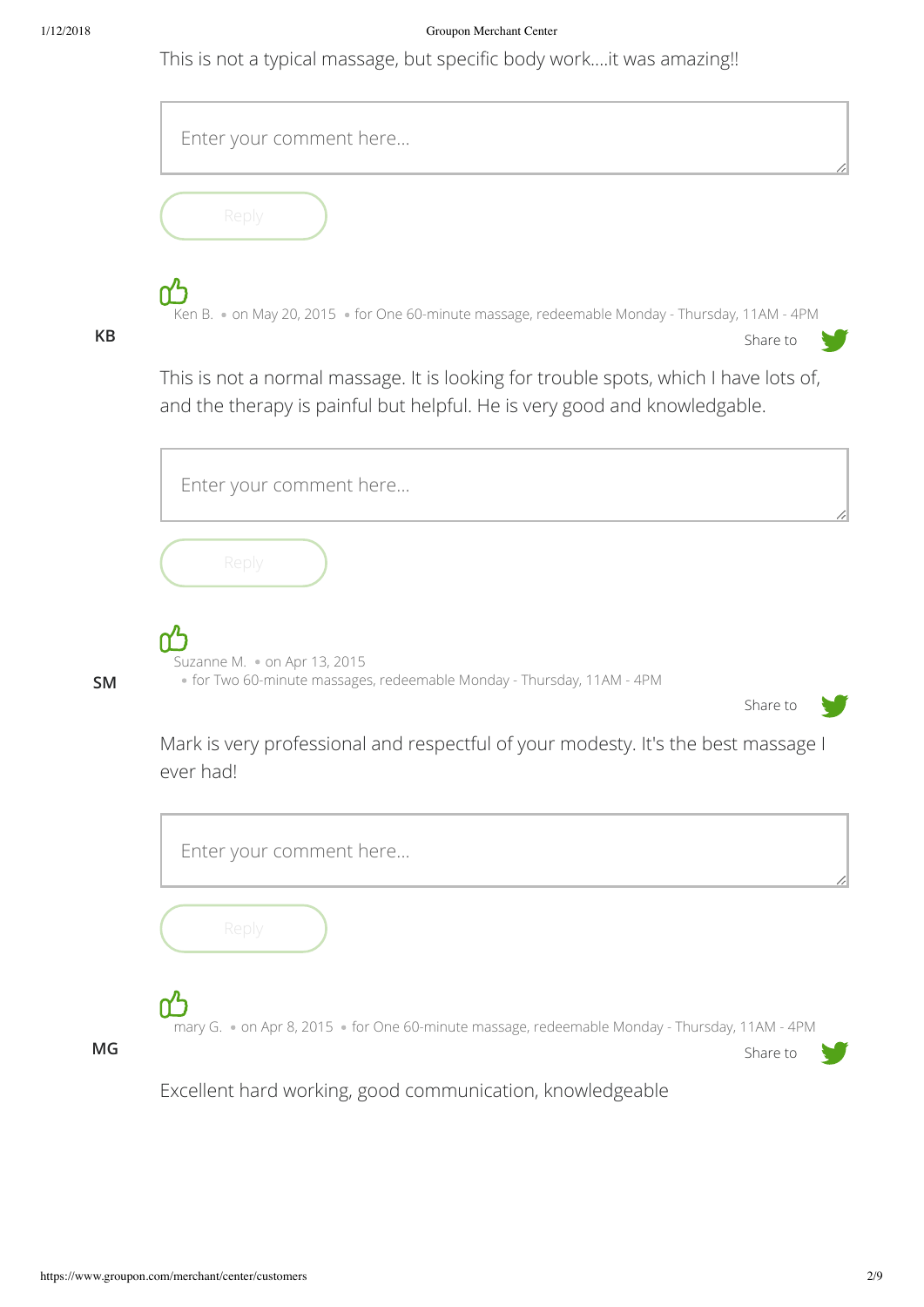This is not a typical massage, but specific body work....it was amazing!!

Enter your comment here...

Reply

KB

Ken B. • on May 20, 2015 • for One 60-minute massage, redeemable Monday - Thursday, 11AM - 4PM

Share to

This is not a normal massage. It is looking for trouble spots, which I have lots of, and the therapy is painful but helpful. He is very good and knowledgable.

Enter your comment here...

Reply

SM

Suzanne M. • on Apr 13, 2015 • for Two 60-minute massages, redeemable Monday - Thursday, 11AM - 4PM

Share to

Mark is very professional and respectful of your modesty. It's the best massage I ever had!

Enter your comment here...

Reply

MG

mary G. • on Apr 8, 2015 • for One 60-minute massage, redeemable Monday - Thursday, 11AM - 4PM

Share to

Excellent hard working, good communication, knowledgeable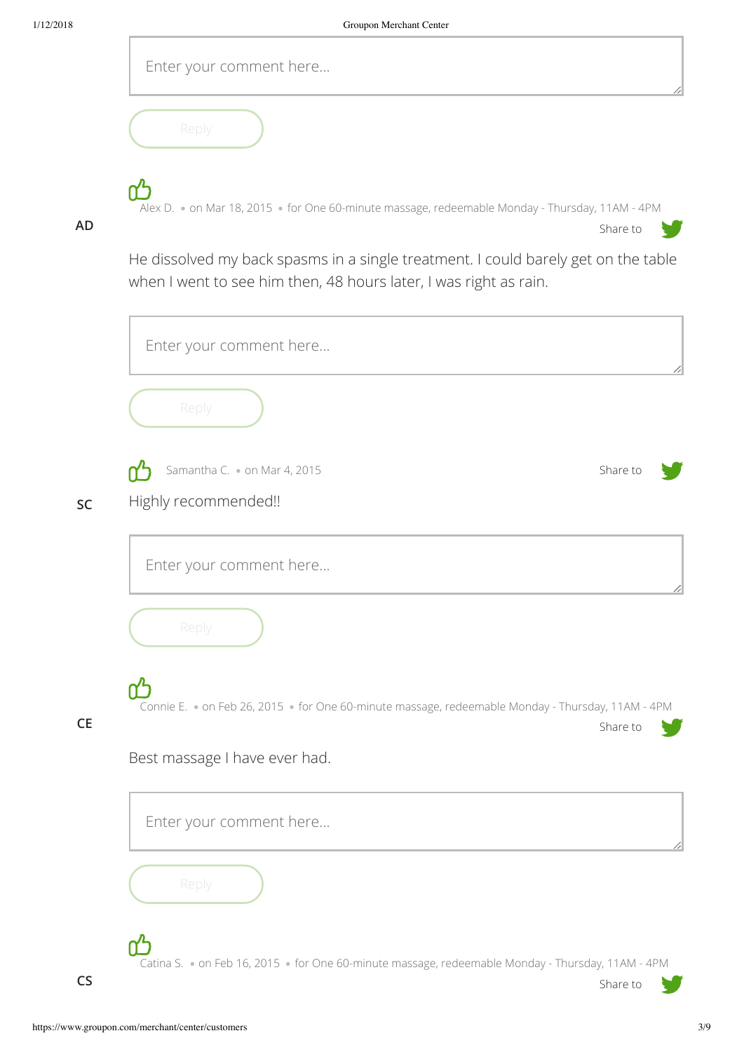Enter your comment here...

Reply

Alex D. • on Mar 18, 2015 • for One 60-minute massage, redeemable Monday - Thursday, 11AM - 4PM

AD

Share to

He dissolved my back spasms in a single treatment. I could barely get on the table when I went to see him then, 48 hours later, I was right as rain.

Enter your comment here...

Reply

Samantha C. • on Mar 4, 2015

Share to

SC

Highly recommended!!

Enter your comment here...

Reply

Connie E. • on Feb 26, 2015 • for One 60-minute massage, redeemable Monday - Thursday, 11AM - 4PM

CE

Share to

Best massage I have ever had.

Enter your comment here...

Reply

Catina S. • on Feb 16, 2015 • for One 60-minute massage, redeemable Monday - Thursday, 11AM - 4PM

CS

Share to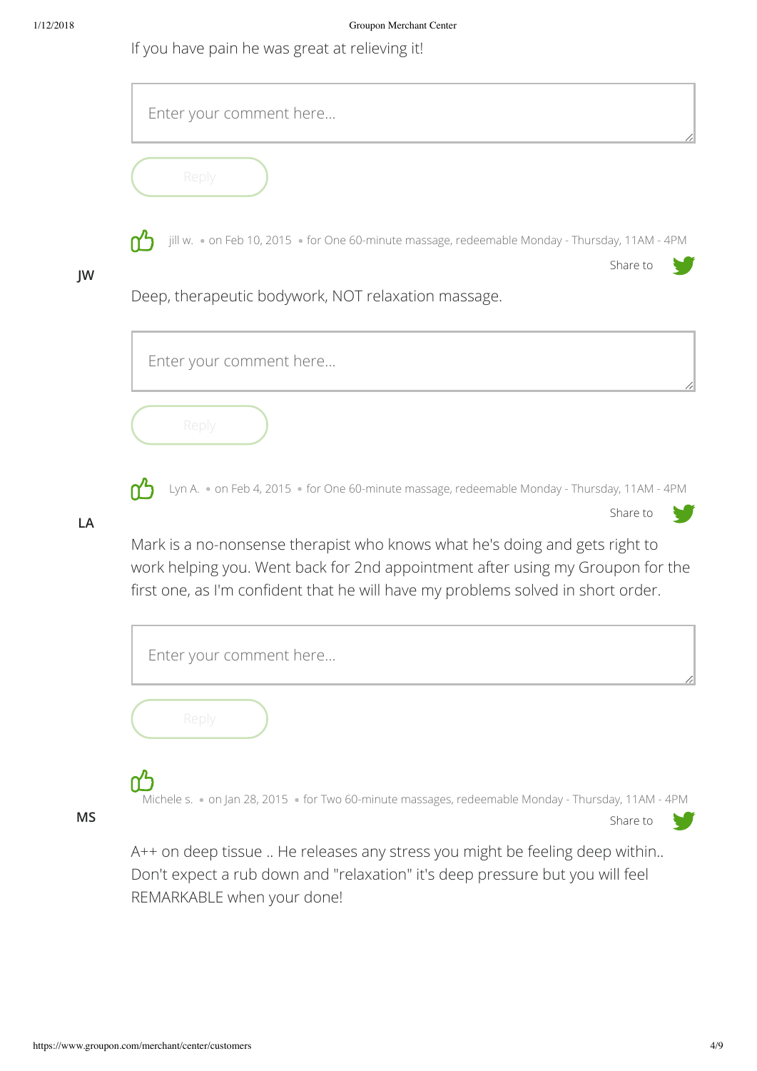If you have pain he was great at relieving it!

Enter your comment here...

Reply

jill w. • on Feb 10, 2015 • for One 60-minute massage, redeemable Monday - Thursday, 11AM - 4PM

JW

Share to

Deep, therapeutic bodywork, NOT relaxation massage.

Enter your comment here...

Reply

Lyn A. • on Feb 4, 2015 • for One 60-minute massage, redeemable Monday - Thursday, 11AM - 4PM

LA

Share to

Mark is a no-nonsense therapist who knows what he's doing and gets right to work helping you. Went back for 2nd appointment after using my Groupon for the first one, as I'm confident that he will have my problems solved in short order.

Enter your comment here...

Reply

Michele s. • on Jan 28, 2015 • for Two 60-minute massages, redeemable Monday - Thursday, 11AM - 4PM

MS

Share to

A++ on deep tissue .. He releases any stress you might be feeling deep within.. Don't expect a rub down and "relaxation" it's deep pressure but you will feel REMARKABLE when your done!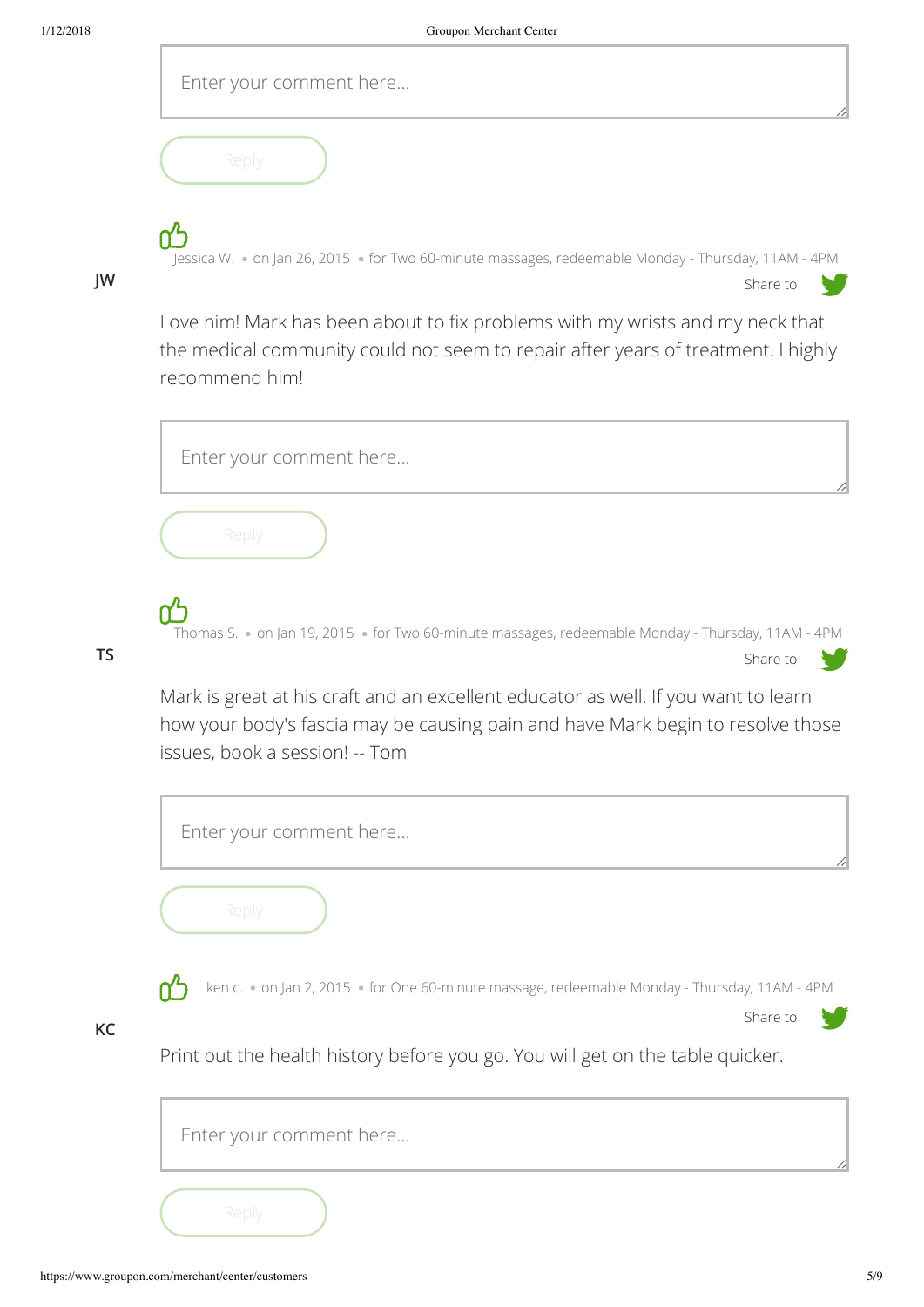Enter your comment here...

Reply

**JW**

Jessica W. • on Jan 26, 2015 • for Two 60-minute massages, redeemable Monday - Thursday, 11AM - 4PM

Share to

Love him! Mark has been about to fix problems with my wrists and my neck that the medical community could not seem to repair after years of treatment. I highly recommend him!

Enter your comment here...

Reply

**TS**

Thomas S. • on Jan 19, 2015 • for Two 60-minute massages, redeemable Monday - Thursday, 11AM - 4PM

Share to

Mark is great at his craft and an excellent educator as well. If you want to learn how your body's fascia may be causing pain and have Mark begin to resolve those issues, book a session! -- Tom

Enter your comment here...

Reply

**KC**

ken c. • on Jan 2, 2015 • for One 60-minute massage, redeemable Monday - Thursday, 11AM - 4PM

Share to

Print out the health history before you go. You will get on the table quicker.

Enter your comment here...

Reply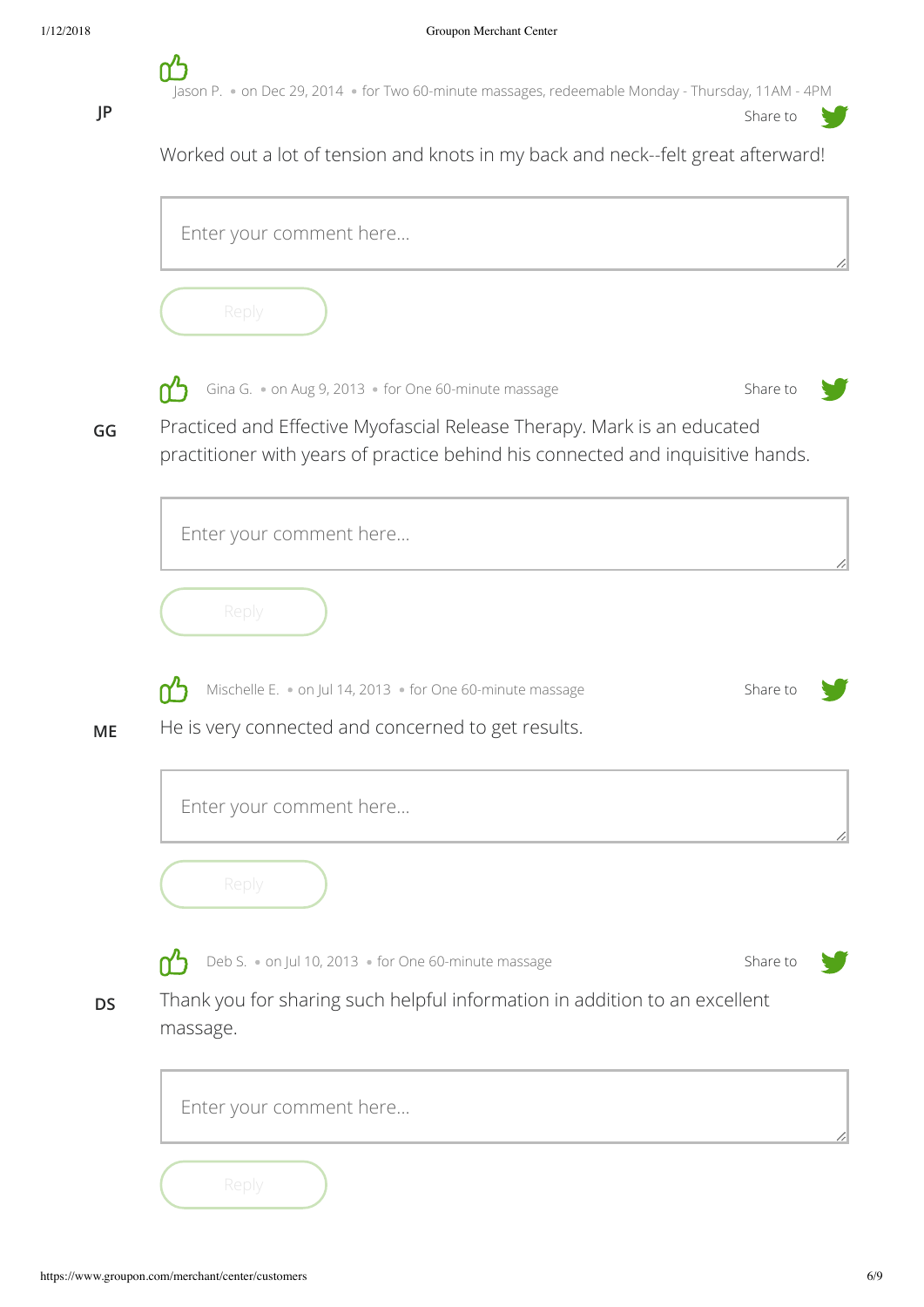JP

Jason P. • on Dec 29, 2014 • for Two 60-minute massages, redeemable Monday - Thursday, 11AM - 4PM

Share to

Worked out a lot of tension and knots in my back and neck--felt great afterward!

Enter your comment here...

Reply

GG

Gina G. • on Aug 9, 2013 • for One 60-minute massage

Share to

Practiced and Effective Myofascial Release Therapy. Mark is an educated practitioner with years of practice behind his connected and inquisitive hands.

Enter your comment here...

Reply

ME

Mischelle E. • on Jul 14, 2013 • for One 60-minute massage

Share to

He is very connected and concerned to get results.

Enter your comment here...

Reply

DS

Deb S. • on Jul 10, 2013 • for One 60-minute massage

Share to

Thank you for sharing such helpful information in addition to an excellent massage.

Enter your comment here...

Reply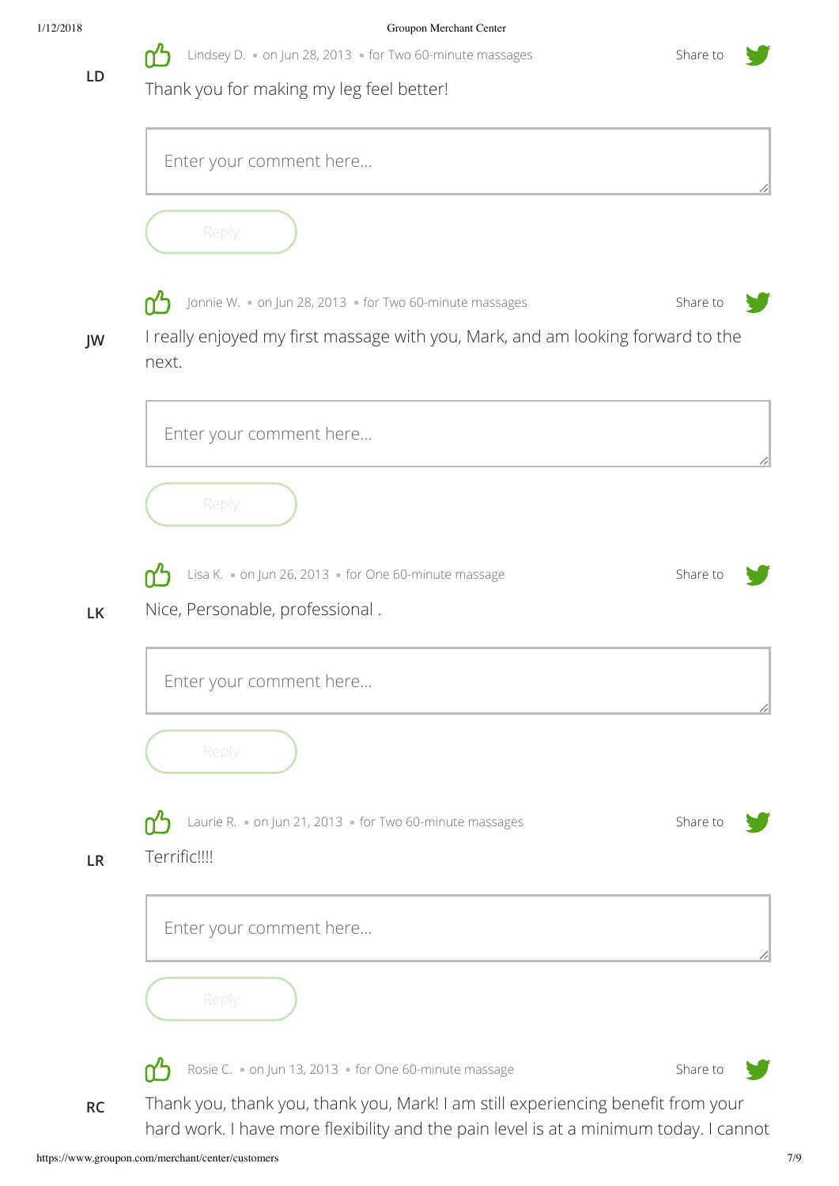**LD**

Lindsey D. • on Jun 28, 2013 • for Two 60-minute massages

Share to

Thank you for making my leg feel better!

Enter your comment here...

Reply

**JW**

Jonnie W. • on Jun 28, 2013 • for Two 60-minute massages

Share to

I really enjoyed my first massage with you, Mark, and am looking forward to the next.

Enter your comment here...

Reply

**LK**

Lisa K. • on Jun 26, 2013 • for One 60-minute massage

Share to

Nice, Personable, professional .

Enter your comment here...

Reply

**LR**

Laurie R. • on Jun 21, 2013 • for Two 60-minute massages

Share to

Terrific!!!!

Enter your comment here...

Reply

**RC**

Rosie C. • on Jun 13, 2013 • for One 60-minute massage

Share to

Thank you, thank you, thank you, Mark! I am still experiencing benefit from your hard work. I have more flexibility and the pain level is at a minimum today. I cannot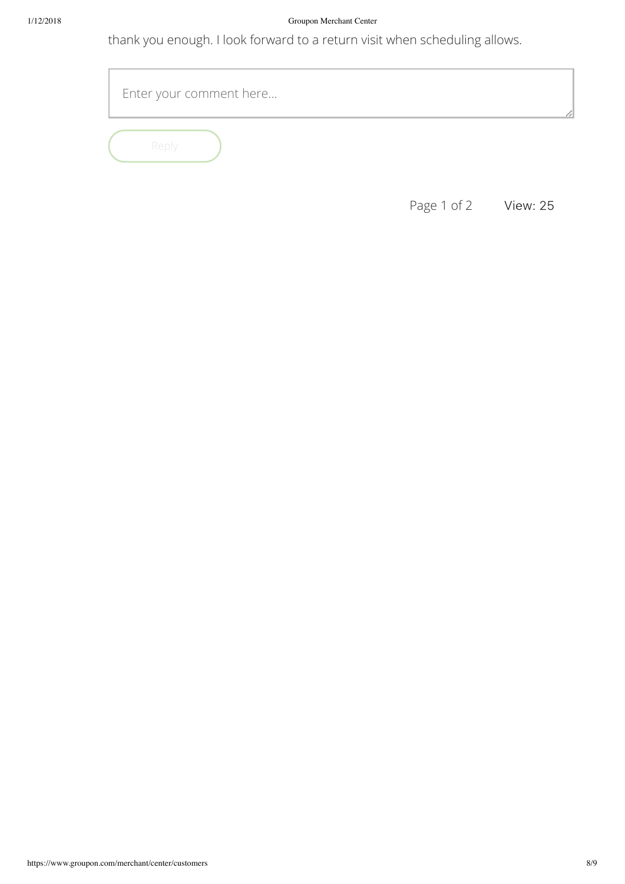thank you enough. I look forward to a return visit when scheduling allows.

Enter your comment here...

Reply

Page 1 of 2 View: 25